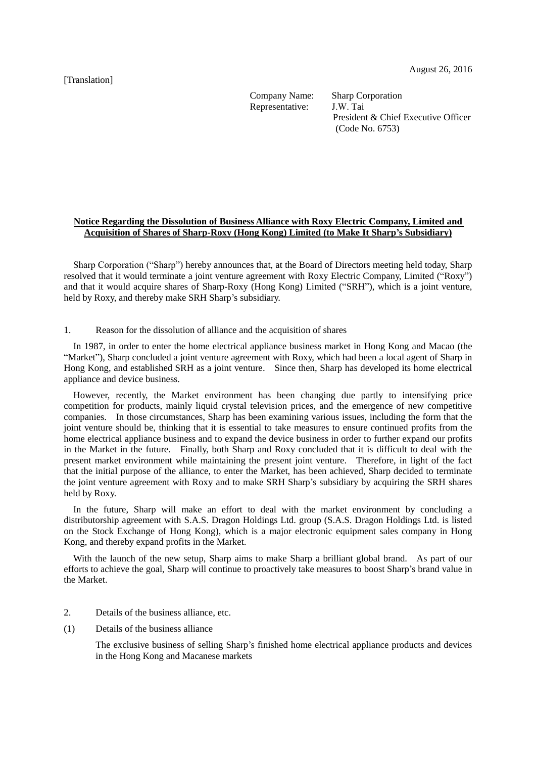[Translation]

August 26, 2016

Company Name: Sharp Corporation
Representative: J.W. Tai
President & Chief Executive Officer
(Code No. 6753)

**Notice Regarding the Dissolution of Business Alliance with Roxy Electric Company, Limited and Acquisition of Shares of Sharp-Roxy (Hong Kong) Limited (to Make It Sharp's Subsidiary)**

Sharp Corporation ("Sharp") hereby announces that, at the Board of Directors meeting held today, Sharp resolved that it would terminate a joint venture agreement with Roxy Electric Company, Limited ("Roxy") and that it would acquire shares of Sharp-Roxy (Hong Kong) Limited ("SRH"), which is a joint venture, held by Roxy, and thereby make SRH Sharp's subsidiary.

1. Reason for the dissolution of alliance and the acquisition of shares

In 1987, in order to enter the home electrical appliance business market in Hong Kong and Macao (the "Market"), Sharp concluded a joint venture agreement with Roxy, which had been a local agent of Sharp in Hong Kong, and established SRH as a joint venture. Since then, Sharp has developed its home electrical appliance and device business.

However, recently, the Market environment has been changing due partly to intensifying price competition for products, mainly liquid crystal television prices, and the emergence of new competitive companies. In those circumstances, Sharp has been examining various issues, including the form that the joint venture should be, thinking that it is essential to take measures to ensure continued profits from the home electrical appliance business and to expand the device business in order to further expand our profits in the Market in the future. Finally, both Sharp and Roxy concluded that it is difficult to deal with the present market environment while maintaining the present joint venture. Therefore, in light of the fact that the initial purpose of the alliance, to enter the Market, has been achieved, Sharp decided to terminate the joint venture agreement with Roxy and to make SRH Sharp's subsidiary by acquiring the SRH shares held by Roxy.

In the future, Sharp will make an effort to deal with the market environment by concluding a distributorship agreement with S.A.S. Dragon Holdings Ltd. group (S.A.S. Dragon Holdings Ltd. is listed on the Stock Exchange of Hong Kong), which is a major electronic equipment sales company in Hong Kong, and thereby expand profits in the Market.

With the launch of the new setup, Sharp aims to make Sharp a brilliant global brand. As part of our efforts to achieve the goal, Sharp will continue to proactively take measures to boost Sharp's brand value in the Market.

2. Details of the business alliance, etc.

(1) Details of the business alliance

The exclusive business of selling Sharp's finished home electrical appliance products and devices in the Hong Kong and Macanese markets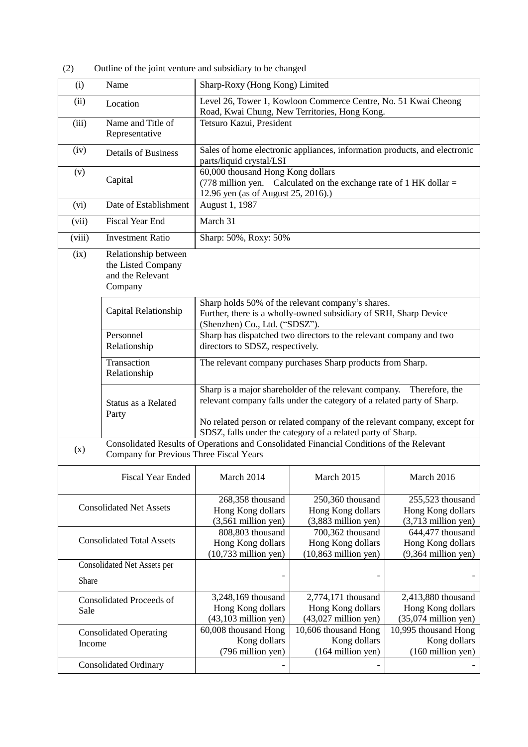(2) Outline of the joint venture and subsidiary to be changed

| | | | | |
|---|---|---|---|---|
| (i) | Name | Sharp-Roxy (Hong Kong) Limited | | |
| (ii) | Location | Level 26, Tower 1, Kowloon Commerce Centre, No. 51 Kwai Cheong Road, Kwai Chung, New Territories, Hong Kong. | | |
| (iii) | Name and Title of Representative | Tetsuro Kazui, President | | |
| (iv) | Details of Business | Sales of home electronic appliances, information products, and electronic parts/liquid crystal/LSI | | |
| (v) | Capital | 60,000 thousand Hong Kong dollars (778 million yen. Calculated on the exchange rate of 1 HK dollar = 12.96 yen (as of August 25, 2016).) | | |
| (vi) | Date of Establishment | August 1, 1987 | | |
| (vii) | Fiscal Year End | March 31 | | |
| (viii) | Investment Ratio | Sharp: 50%, Roxy: 50% | | |
| (ix) | Relationship between the Listed Company and the Relevant Company | | | |
| | Capital Relationship | Sharp holds 50% of the relevant company's shares. Further, there is a wholly-owned subsidiary of SRH, Sharp Device (Shenzhen) Co., Ltd. ("SDSZ"). | | |
| | Personnel Relationship | Sharp has dispatched two directors to the relevant company and two directors to SDSZ, respectively. | | |
| | Transaction Relationship | The relevant company purchases Sharp products from Sharp. | | |
| | Status as a Related Party | Sharp is a major shareholder of the relevant company. Therefore, the relevant company falls under the category of a related party of Sharp.<br><br>No related person or related company of the relevant company, except for SDSZ, falls under the category of a related party of Sharp. | | |
| (x) | Consolidated Results of Operations and Consolidated Financial Conditions of the Relevant Company for Previous Three Fiscal Years | | | |
| | Fiscal Year Ended | March 2014 | March 2015 | March 2016 |
| | Consolidated Net Assets | 268,358 thousand Hong Kong dollars (3,561 million yen) | 250,360 thousand Hong Kong dollars (3,883 million yen) | 255,523 thousand Hong Kong dollars (3,713 million yen) |
| | Consolidated Total Assets | 808,803 thousand Hong Kong dollars (10,733 million yen) | 700,362 thousand Hong Kong dollars (10,863 million yen) | 644,477 thousand Hong Kong dollars (9,364 million yen) |
| | Consolidated Net Assets per Share | - | - | - |
| | Consolidated Proceeds of Sale | 3,248,169 thousand Hong Kong dollars (43,103 million yen) | 2,774,171 thousand Hong Kong dollars (43,027 million yen) | 2,413,880 thousand Hong Kong dollars (35,074 million yen) |
| | Consolidated Operating Income | 60,008 thousand Hong Kong dollars (796 million yen) | 10,606 thousand Hong Kong dollars (164 million yen) | 10,995 thousand Hong Kong dollars (160 million yen) |
| | Consolidated Ordinary | - | - | - |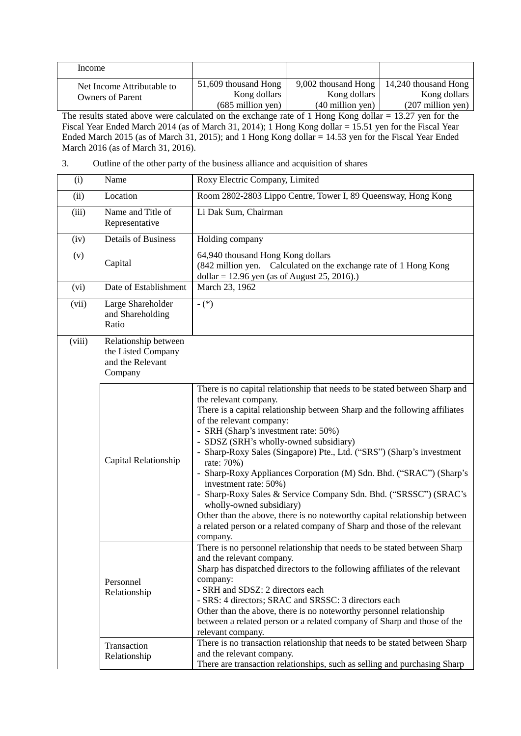| Income | | | |
|---|---|---|---|
| Net Income Attributable to Owners of Parent | 51,609 thousand Hong Kong dollars (685 million yen) | 9,002 thousand Hong Kong dollars (40 million yen) | 14,240 thousand Hong Kong dollars (207 million yen) |

The results stated above were calculated on the exchange rate of 1 Hong Kong dollar = 13.27 yen for the Fiscal Year Ended March 2014 (as of March 31, 2014); 1 Hong Kong dollar = 15.51 yen for the Fiscal Year Ended March 2015 (as of March 31, 2015); and 1 Hong Kong dollar = 14.53 yen for the Fiscal Year Ended March 2016 (as of March 31, 2016).

3. Outline of the other party of the business alliance and acquisition of shares

| | | | |
|---|---|---|---|
| (i) | Name | | Roxy Electric Company, Limited |
| (ii) | Location | | Room 2802-2803 Lippo Centre, Tower I, 89 Queensway, Hong Kong |
| (iii) | Name and Title of Representative | | Li Dak Sum, Chairman |
| (iv) | Details of Business | | Holding company |
| (v) | Capital | | 64,940 thousand Hong Kong dollars (842 million yen. Calculated on the exchange rate of 1 Hong Kong dollar = 12.96 yen (as of August 25, 2016).) |
| (vi) | Date of Establishment | | March 23, 1962 |
| (vii) | Large Shareholder and Shareholding Ratio | | - (*) |
| (viii) | Relationship between the Listed Company and the Relevant Company | | |
| | | Capital Relationship | There is no capital relationship that needs to be stated between Sharp and the relevant company.<br>There is a capital relationship between Sharp and the following affiliates of the relevant company:<br>- SRH (Sharp's investment rate: 50%)<br>- SDSZ (SRH's wholly-owned subsidiary)<br>- Sharp-Roxy Sales (Singapore) Pte., Ltd. ("SRS") (Sharp's investment rate: 70%)<br>- Sharp-Roxy Appliances Corporation (M) Sdn. Bhd. ("SRAC") (Sharp's investment rate: 50%)<br>- Sharp-Roxy Sales & Service Company Sdn. Bhd. ("SRSSC") (SRAC's wholly-owned subsidiary)<br>Other than the above, there is no noteworthy capital relationship between a related person or a related company of Sharp and those of the relevant company. |
| | | Personnel Relationship | There is no personnel relationship that needs to be stated between Sharp and the relevant company.<br>Sharp has dispatched directors to the following affiliates of the relevant company:<br>- SRH and SDSZ: 2 directors each<br>- SRS: 4 directors; SRAC and SRSSC: 3 directors each<br>Other than the above, there is no noteworthy personnel relationship between a related person or a related company of Sharp and those of the relevant company. |
| | | Transaction Relationship | There is no transaction relationship that needs to be stated between Sharp and the relevant company.<br>There are transaction relationships, such as selling and purchasing Sharp |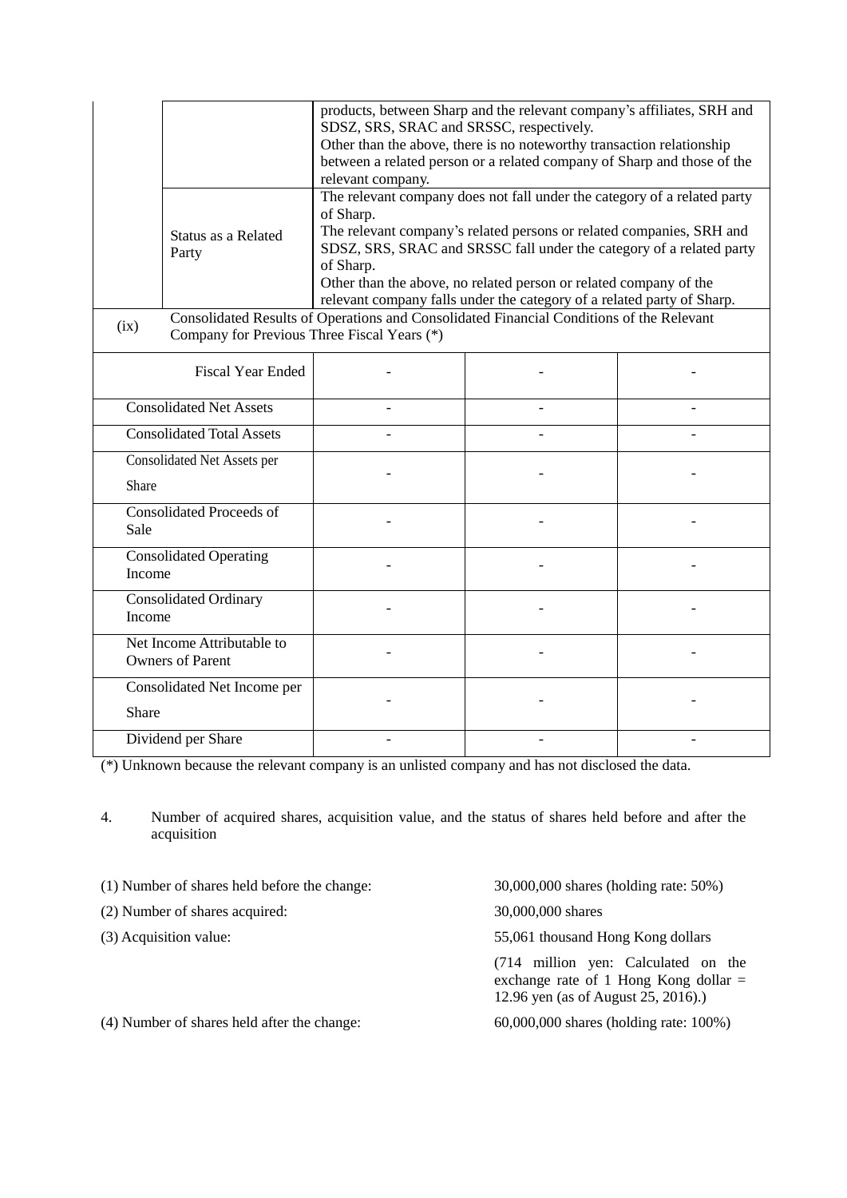| | | |
|---|---|---|
| | | products, between Sharp and the relevant company's affiliates, SRH and SDSZ, SRS, SRAC and SRSSC, respectively.<br>Other than the above, there is no noteworthy transaction relationship between a related person or a related company of Sharp and those of the relevant company. |
| | Status as a Related Party | The relevant company does not fall under the category of a related party of Sharp.<br>The relevant company's related persons or related companies, SRH and SDSZ, SRS, SRAC and SRSSC fall under the category of a related party of Sharp.<br>Other than the above, no related person or related company of the relevant company falls under the category of a related party of Sharp. |

(ix) Consolidated Results of Operations and Consolidated Financial Conditions of the Relevant Company for Previous Three Fiscal Years (*)

| Fiscal Year Ended | - | - | - |
|---|---|---|---|
| Consolidated Net Assets | - | - | - |
| Consolidated Total Assets | - | - | - |
| Consolidated Net Assets per Share | - | - | - |
| Consolidated Proceeds of Sale | - | - | - |
| Consolidated Operating Income | - | - | - |
| Consolidated Ordinary Income | - | - | - |
| Net Income Attributable to Owners of Parent | - | - | - |
| Consolidated Net Income per Share | - | - | - |
| Dividend per Share | - | - | - |

(*) Unknown because the relevant company is an unlisted company and has not disclosed the data.

4. Number of acquired shares, acquisition value, and the status of shares held before and after the acquisition

| | |
|---|---|
| (1) Number of shares held before the change: | 30,000,000 shares (holding rate: 50%) |
| (2) Number of shares acquired: | 30,000,000 shares |
| (3) Acquisition value: | 55,061 thousand Hong Kong dollars<br>(714 million yen: Calculated on the exchange rate of 1 Hong Kong dollar = 12.96 yen (as of August 25, 2016).) |
| (4) Number of shares held after the change: | 60,000,000 shares (holding rate: 100%) |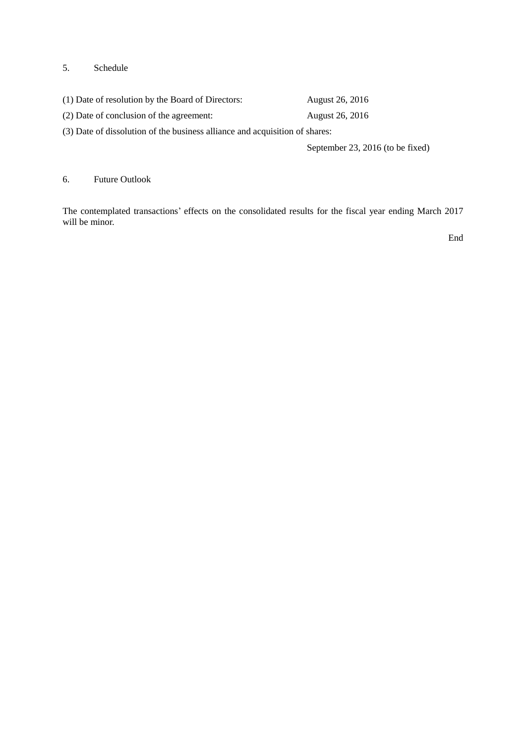## 5. Schedule

(1) Date of resolution by the Board of Directors: August 26, 2016

(2) Date of conclusion of the agreement: August 26, 2016

(3) Date of dissolution of the business alliance and acquisition of shares:

September 23, 2016 (to be fixed)

## 6. Future Outlook

The contemplated transactions' effects on the consolidated results for the fiscal year ending March 2017 will be minor.

End